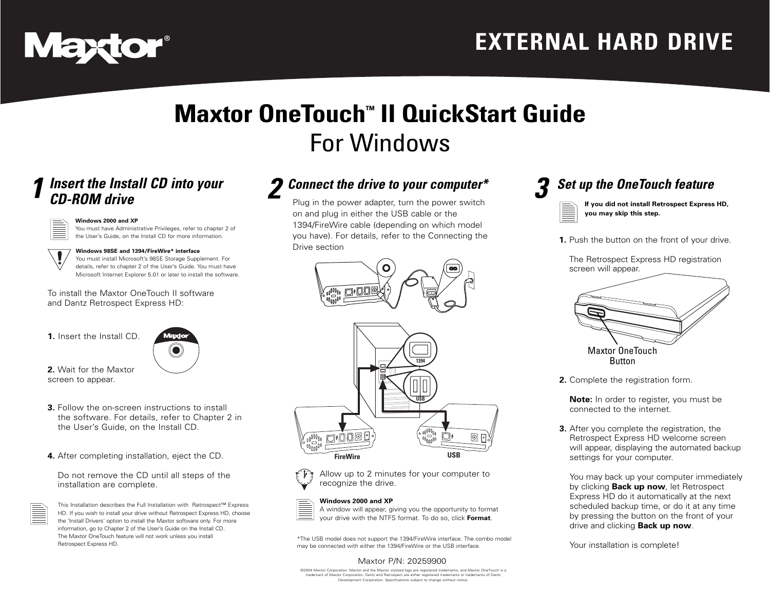Maxtor®

EXTERNAL HARD DRIVE

# Maxtor OneTouch™ II QuickStart Guide

## For Windows

## 1 Insert the Install CD into your CD-ROM drive

**Windows 2000 and XP**
You must have Administrative Privileges, refer to chapter 2 of the User's Guide, on the Install CD for more information.

**Windows 98SE and 1394/FireWire* interface**
You must install Microsoft's 98SE Storage Supplement. For details, refer to chapter 2 of the User's Guide. You must have Microsoft Internet Explorer 5.01 or later to install the software.

To install the Maxtor OneTouch II software and Dantz Retrospect Express HD:

**1.** Insert the Install CD.

**2.** Wait for the Maxtor screen to appear.

**3.** Follow the on-screen instructions to install the software. For details, refer to Chapter 2 in the User's Guide, on the Install CD.

**4.** After completing installation, eject the CD.

Do not remove the CD until all steps of the installation are complete.

This Installation describes the Full Installation with Retrospect™ Express HD. If you wish to install your drive without Retrospect Express HD, choose the 'Install Drivers' option to install the Maxtor software only. For more information, go to Chapter 2 of the User's Guide on the Install CD. The Maxtor OneTouch feature will not work unless you install Retrospect Express HD.

## 2 Connect the drive to your computer*

Plug in the power adapter, turn the power switch on and plug in either the USB cable or the 1394/FireWire cable (depending on which model you have). For details, refer to the Connecting the Drive section

1394

USB

FireWire

USB

Allow up to 2 minutes for your computer to recognize the drive.

**Windows 2000 and XP**
A window will appear, giving you the opportunity to format your drive with the NTFS format. To do so, click **Format**.

*The USB model does not support the 1394/FireWire interface. The combo model may be connected with either the 1394/FireWire or the USB interface.

## 3 Set up the OneTouch feature

**If you did not install Retrospect Express HD, you may skip this step.**

**1.** Push the button on the front of your drive.

The Retrospect Express HD registration screen will appear.

Maxtor OneTouch Button

**2.** Complete the registration form.

**Note:** In order to register, you must be connected to the internet.

**3.** After you complete the registration, the Retrospect Express HD welcome screen will appear, displaying the automated backup settings for your computer.

You may back up your computer immediately by clicking **Back up now**, let Retrospect Express HD do it automatically at the next scheduled backup time, or do it at any time by pressing the button on the front of your drive and clicking **Back up now**.

Your installation is complete!

Maxtor P/N: 20259900

©2004 Maxtor Corporation. Maxtor and the Maxtor stylized logo are registered trademarks, and Maxtor OneTouch is a trademark of Maxtor Corporation. Dantz and Retrospect are either registered trademarks or trademarks of Dantz Development Corporation. Specifications subject to change without notice.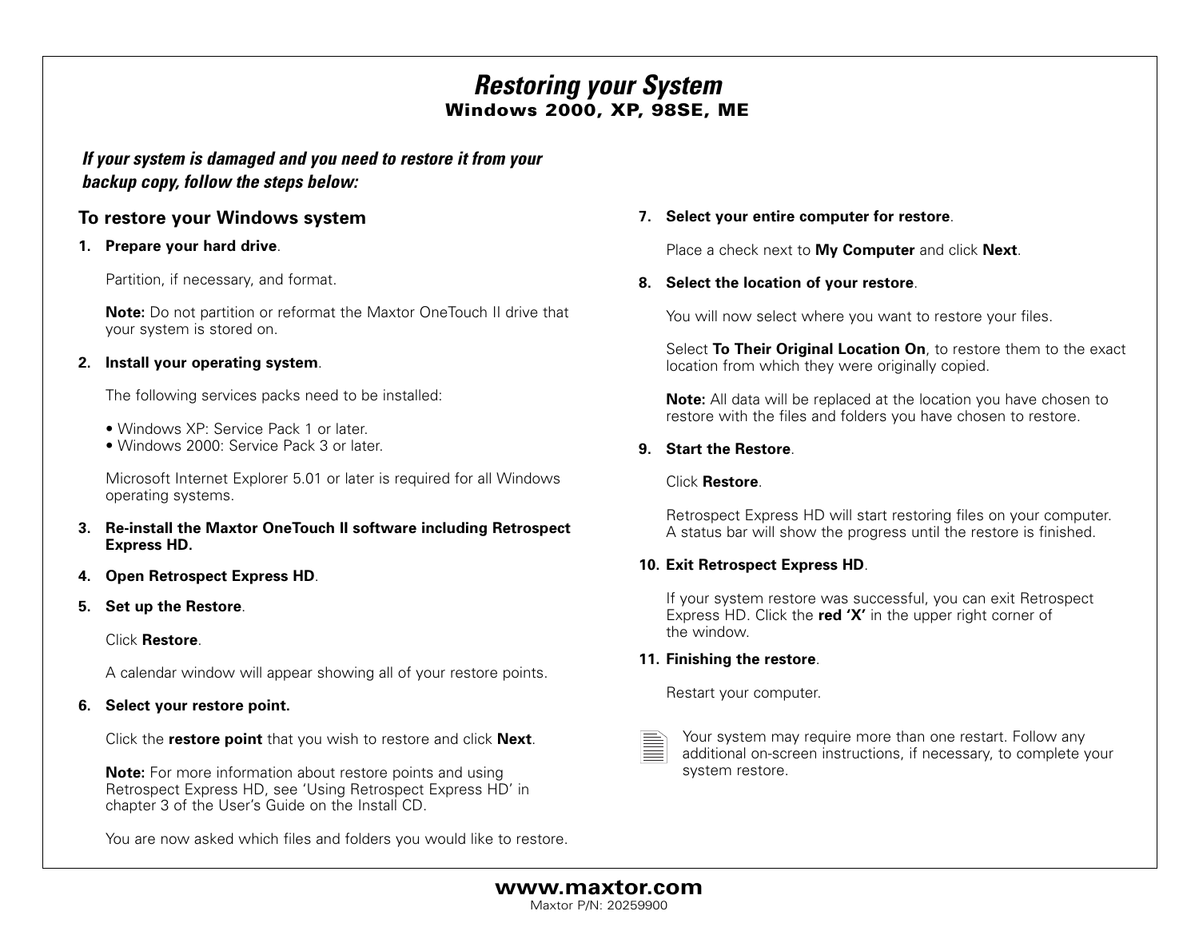# *Restoring your System*

**Windows 2000, XP, 98SE, ME**

***If your system is damaged and you need to restore it from your backup copy, follow the steps below:***

## To restore your Windows system

1. **Prepare your hard drive**.

   Partition, if necessary, and format.

   **Note:** Do not partition or reformat the Maxtor OneTouch II drive that your system is stored on.

2. **Install your operating system**.

   The following services packs need to be installed:

   • Windows XP: Service Pack 1 or later.
   • Windows 2000: Service Pack 3 or later.

   Microsoft Internet Explorer 5.01 or later is required for all Windows operating systems.

3. **Re-install the Maxtor OneTouch II software including Retrospect Express HD.**

4. **Open Retrospect Express HD**.

5. **Set up the Restore**.

   Click **Restore**.

   A calendar window will appear showing all of your restore points.

6. **Select your restore point.**

   Click the **restore point** that you wish to restore and click **Next**.

   **Note:** For more information about restore points and using Retrospect Express HD, see 'Using Retrospect Express HD' in chapter 3 of the User's Guide on the Install CD.

   You are now asked which files and folders you would like to restore.

7. **Select your entire computer for restore**.

   Place a check next to **My Computer** and click **Next**.

8. **Select the location of your restore**.

   You will now select where you want to restore your files.

   Select **To Their Original Location On**, to restore them to the exact location from which they were originally copied.

   **Note:** All data will be replaced at the location you have chosen to restore with the files and folders you have chosen to restore.

9. **Start the Restore**.

   Click **Restore**.

   Retrospect Express HD will start restoring files on your computer. A status bar will show the progress until the restore is finished.

10. **Exit Retrospect Express HD**.

    If your system restore was successful, you can exit Retrospect Express HD. Click the **red 'X'** in the upper right corner of the window.

11. **Finishing the restore**.

    Restart your computer.

Your system may require more than one restart. Follow any additional on-screen instructions, if necessary, to complete your system restore.

**www.maxtor.com**

Maxtor P/N: 20259900